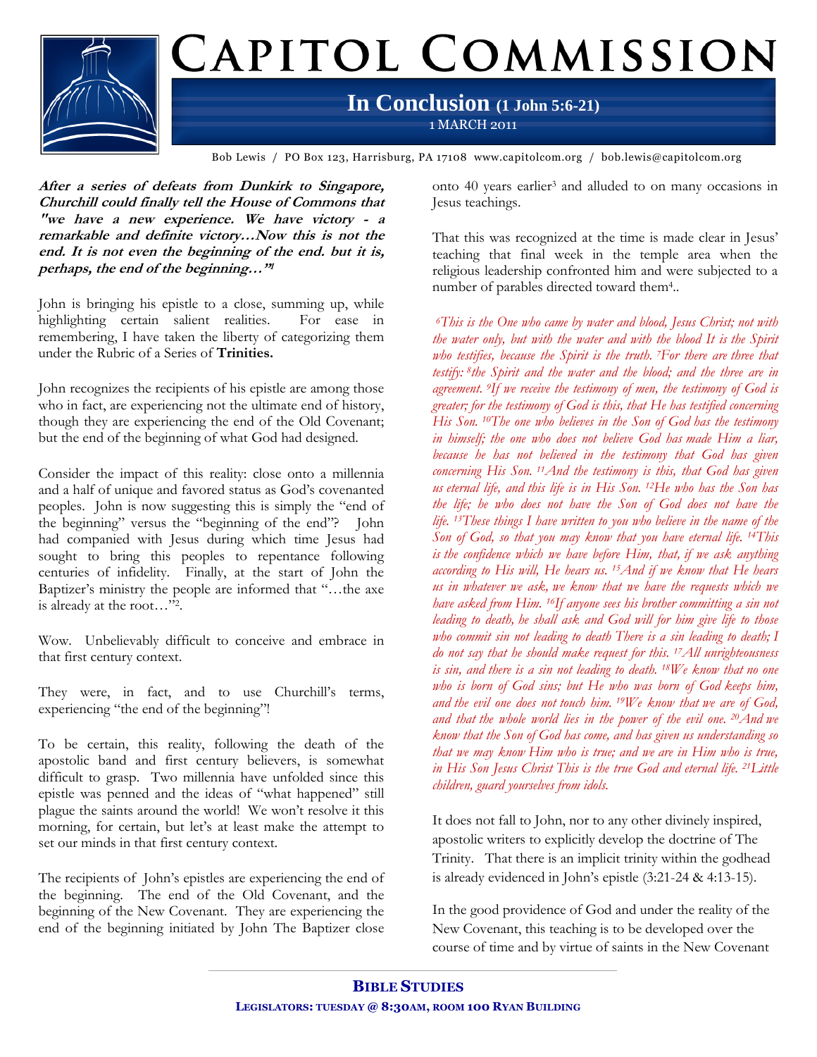# Capitol Commission

## In Conclusion (1 John 5:6-21)

1 MARCH 2011

Bob Lewis / PO Box 123, Harrisburg, PA 17108 www.capitolcom.org / bob.lewis@capitolcom.org

***After a series of defeats from Dunkirk to Singapore, Churchill could finally tell the House of Commons that "we have a new experience. We have victory - a remarkable and definite victory…Now this is not the end. It is not even the beginning of the end. but it is, perhaps, the end of the beginning…"[1]***

John is bringing his epistle to a close, summing up, while highlighting certain salient realities. For ease in remembering, I have taken the liberty of categorizing them under the Rubric of a Series of **Trinities.**

John recognizes the recipients of his epistle are among those who in fact, are experiencing not the ultimate end of history, though they are experiencing the end of the Old Covenant; but the end of the beginning of what God had designed.

Consider the impact of this reality: close onto a millennia and a half of unique and favored status as God's covenanted peoples. John is now suggesting this is simply the "end of the beginning" versus the "beginning of the end"? John had companied with Jesus during which time Jesus had sought to bring this peoples to repentance following centuries of infidelity. Finally, at the start of John the Baptizer's ministry the people are informed that "…the axe is already at the root…"[2].

Wow. Unbelievably difficult to conceive and embrace in that first century context.

They were, in fact, and to use Churchill's terms, experiencing "the end of the beginning"!

To be certain, this reality, following the death of the apostolic band and first century believers, is somewhat difficult to grasp. Two millennia have unfolded since this epistle was penned and the ideas of "what happened" still plague the saints around the world! We won't resolve it this morning, for certain, but let's at least make the attempt to set our minds in that first century context.

The recipients of John's epistles are experiencing the end of the beginning. The end of the Old Covenant, and the beginning of the New Covenant. They are experiencing the end of the beginning initiated by John The Baptizer close onto 40 years earlier[3] and alluded to on many occasions in Jesus teachings.

That this was recognized at the time is made clear in Jesus' teaching that final week in the temple area when the religious leadership confronted him and were subjected to a number of parables directed toward them[4]..

*[6]This is the One who came by water and blood, Jesus Christ; not with the water only, but with the water and with the blood It is the Spirit who testifies, because the Spirit is the truth. [7]For there are three that testify: [8]the Spirit and the water and the blood; and the three are in agreement. [9]If we receive the testimony of men, the testimony of God is greater; for the testimony of God is this, that He has testified concerning His Son. [10]The one who believes in the Son of God has the testimony in himself; the one who does not believe God has made Him a liar, because he has not believed in the testimony that God has given concerning His Son. [11]And the testimony is this, that God has given us eternal life, and this life is in His Son. [12]He who has the Son has the life; he who does not have the Son of God does not have the life. [13]These things I have written to you who believe in the name of the Son of God, so that you may know that you have eternal life. [14]This is the confidence which we have before Him, that, if we ask anything according to His will, He hears us. [15]And if we know that He hears us in whatever we ask, we know that we have the requests which we have asked from Him. [16]If anyone sees his brother committing a sin not leading to death, he shall ask and God will for him give life to those who commit sin not leading to death There is a sin leading to death; I do not say that he should make request for this. [17]All unrighteousness is sin, and there is a sin not leading to death. [18]We know that no one who is born of God sins; but He who was born of God keeps him, and the evil one does not touch him. [19]We know that we are of God, and that the whole world lies in the power of the evil one. [20]And we know that the Son of God has come, and has given us understanding so that we may know Him who is true; and we are in Him who is true, in His Son Jesus Christ This is the true God and eternal life. [21]Little children, guard yourselves from idols.*

It does not fall to John, nor to any other divinely inspired, apostolic writers to explicitly develop the doctrine of The Trinity. That there is an implicit trinity within the godhead is already evidenced in John's epistle (3:21-24 & 4:13-15).

In the good providence of God and under the reality of the New Covenant, this teaching is to be developed over the course of time and by virtue of saints in the New Covenant

**BIBLE STUDIES**

**LEGISLATORS: TUESDAY @ 8:30AM, ROOM 100 RYAN BUILDING**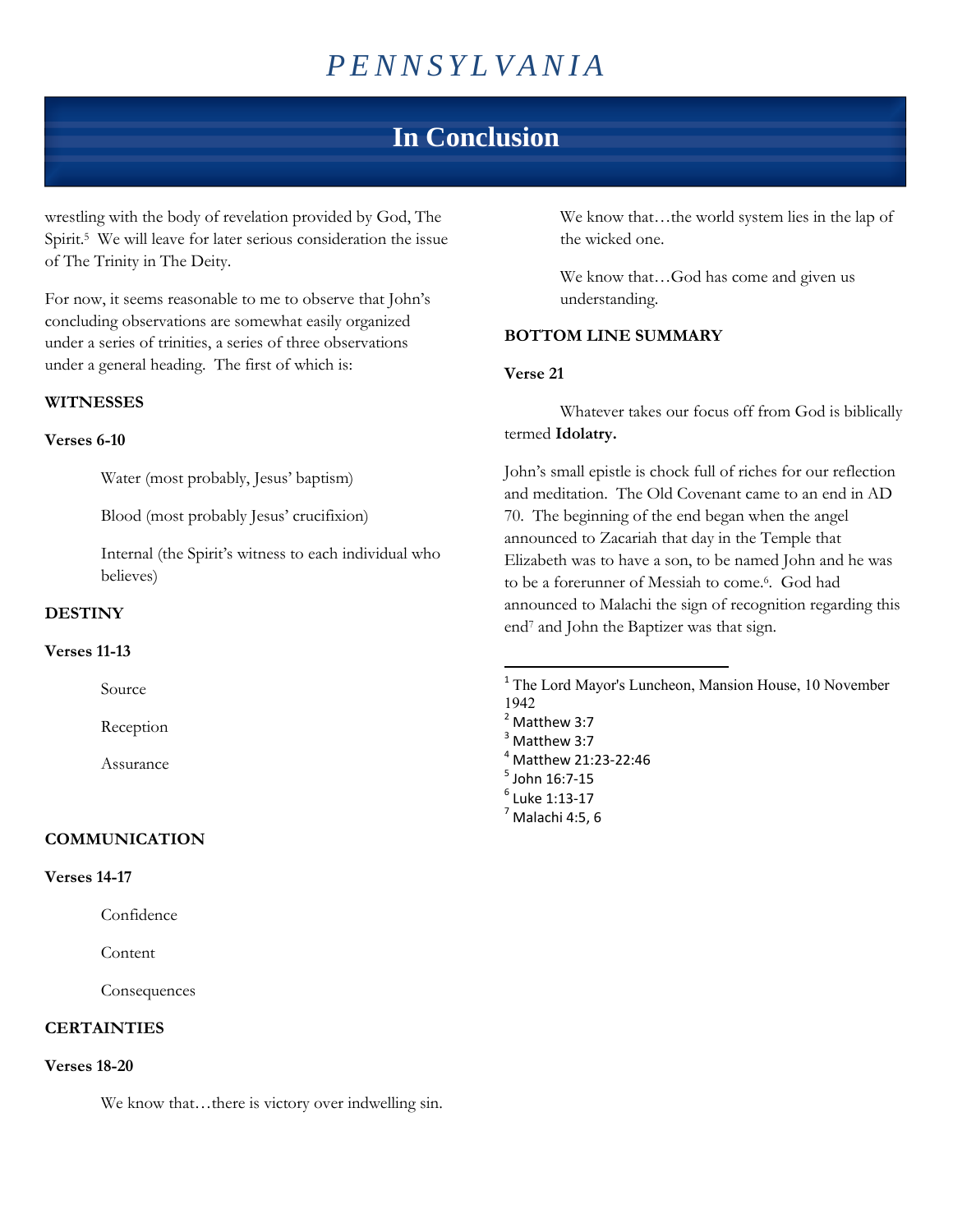## In Conclusion

wrestling with the body of revelation provided by God, The Spirit.[5] We will leave for later serious consideration the issue of The Trinity in The Deity.

For now, it seems reasonable to me to observe that John's concluding observations are somewhat easily organized under a series of trinities, a series of three observations under a general heading. The first of which is:

**WITNESSES**

**Verses 6-10**

Water (most probably, Jesus' baptism)

Blood (most probably Jesus' crucifixion)

Internal (the Spirit's witness to each individual who believes)

**DESTINY**

**Verses 11-13**

Source

Reception

Assurance

**COMMUNICATION**

**Verses 14-17**

Confidence

Content

Consequences

**CERTAINTIES**

**Verses 18-20**

We know that…there is victory over indwelling sin.

We know that…the world system lies in the lap of the wicked one.

We know that…God has come and given us understanding.

**BOTTOM LINE SUMMARY**

**Verse 21**

Whatever takes our focus off from God is biblically termed **Idolatry.**

John's small epistle is chock full of riches for our reflection and meditation. The Old Covenant came to an end in AD 70. The beginning of the end began when the angel announced to Zacariah that day in the Temple that Elizabeth was to have a son, to be named John and he was to be a forerunner of Messiah to come.[6]. God had announced to Malachi the sign of recognition regarding this end[7] and John the Baptizer was that sign.

---

[1] The Lord Mayor's Luncheon, Mansion House, 10 November 1942
[2] Matthew 3:7
[3] Matthew 3:7
[4] Matthew 21:23-22:46
[5] John 16:7-15
[6] Luke 1:13-17
[7] Malachi 4:5, 6